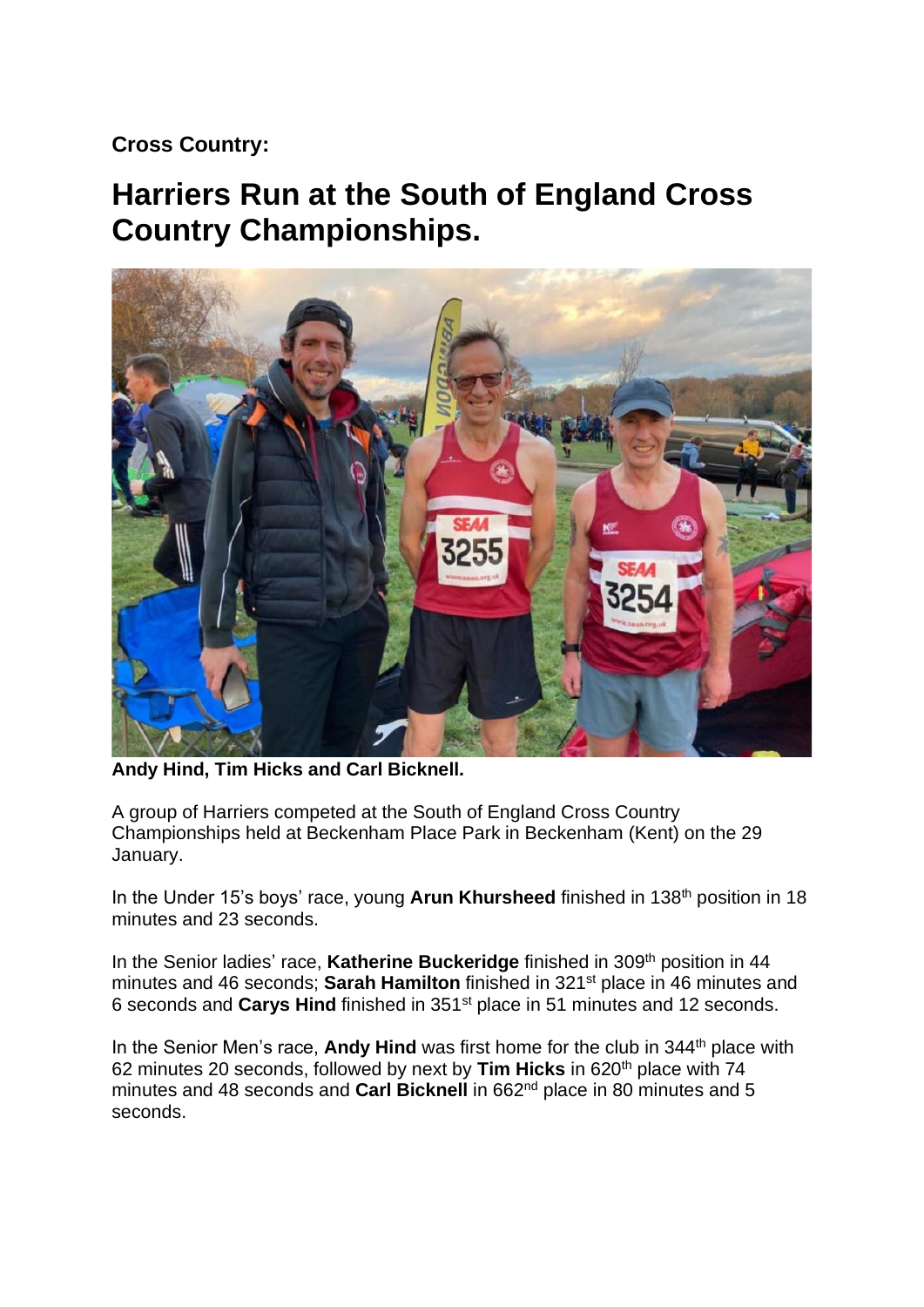**Cross Country:**

# Harriers Run at the South of England Cross Country Championships.

**Andy Hind, Tim Hicks and Carl Bicknell.**

A group of Harriers competed at the South of England Cross Country Championships held at Beckenham Place Park in Beckenham (Kent) on the 29 January.

In the Under 15's boys' race, young **Arun Khursheed** finished in 138th position in 18 minutes and 23 seconds.

In the Senior ladies' race, **Katherine Buckeridge** finished in 309th position in 44 minutes and 46 seconds; **Sarah Hamilton** finished in 321st place in 46 minutes and 6 seconds and **Carys Hind** finished in 351st place in 51 minutes and 12 seconds.

In the Senior Men's race, **Andy Hind** was first home for the club in 344th place with 62 minutes 20 seconds, followed by next by **Tim Hicks** in 620th place with 74 minutes and 48 seconds and **Carl Bicknell** in 662nd place in 80 minutes and 5 seconds.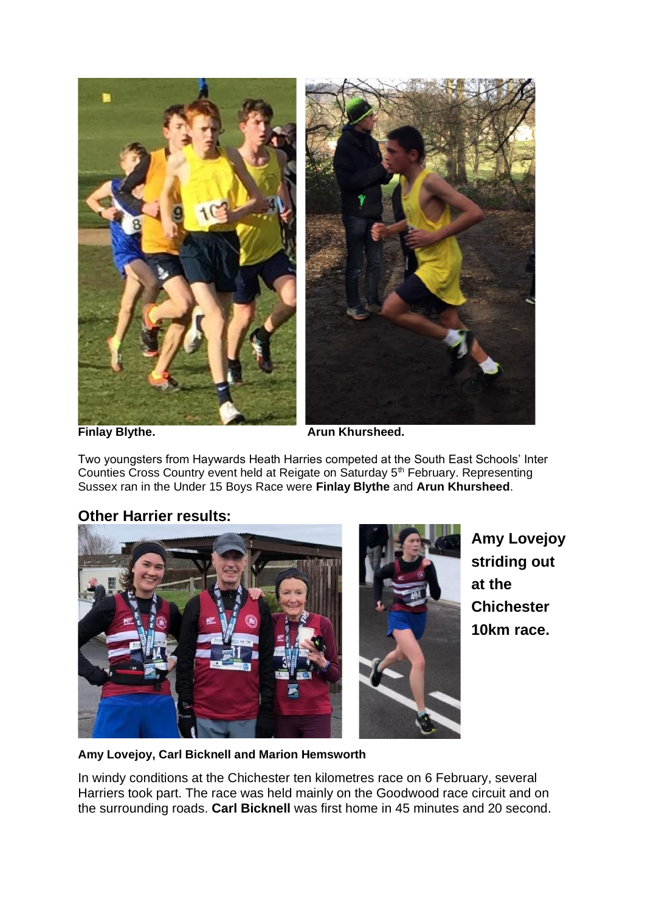**Finlay Blythe.** **Arun Khursheed.**

Two youngsters from Haywards Heath Harries competed at the South East Schools' Inter Counties Cross Country event held at Reigate on Saturday 5th February. Representing Sussex ran in the Under 15 Boys Race were **Finlay Blythe** and **Arun Khursheed**.

## Other Harrier results:

**Amy Lovejoy striding out at the Chichester 10km race.**

**Amy Lovejoy, Carl Bicknell and Marion Hemsworth**

In windy conditions at the Chichester ten kilometres race on 6 February, several Harriers took part. The race was held mainly on the Goodwood race circuit and on the surrounding roads. **Carl Bicknell** was first home in 45 minutes and 20 second.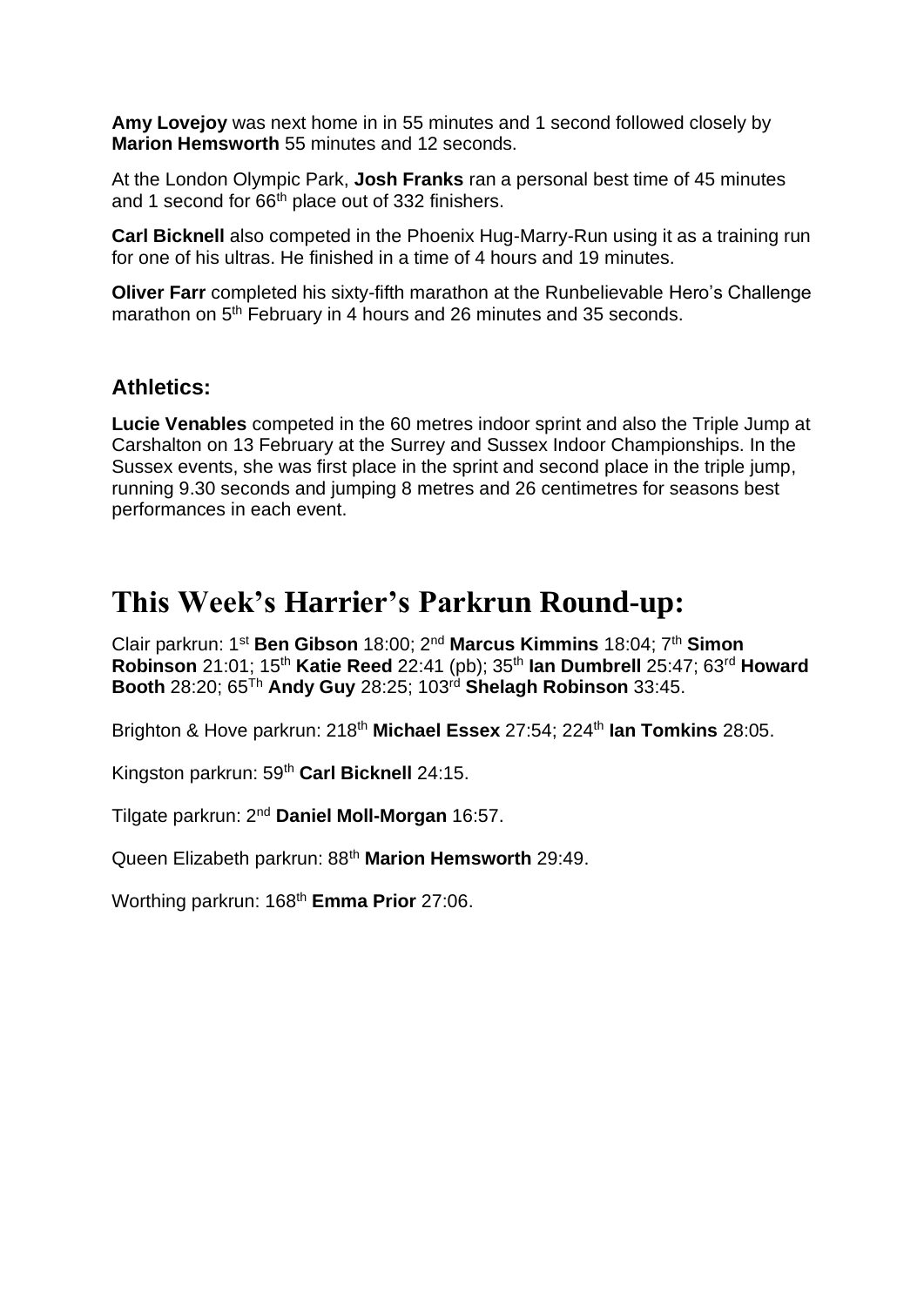**Amy Lovejoy** was next home in in 55 minutes and 1 second followed closely by **Marion Hemsworth** 55 minutes and 12 seconds.

At the London Olympic Park, **Josh Franks** ran a personal best time of 45 minutes and 1 second for 66th place out of 332 finishers.

**Carl Bicknell** also competed in the Phoenix Hug-Marry-Run using it as a training run for one of his ultras. He finished in a time of 4 hours and 19 minutes.

**Oliver Farr** completed his sixty-fifth marathon at the Runbelievable Hero's Challenge marathon on 5th February in 4 hours and 26 minutes and 35 seconds.

## Athletics:

**Lucie Venables** competed in the 60 metres indoor sprint and also the Triple Jump at Carshalton on 13 February at the Surrey and Sussex Indoor Championships. In the Sussex events, she was first place in the sprint and second place in the triple jump, running 9.30 seconds and jumping 8 metres and 26 centimetres for seasons best performances in each event.

# This Week's Harrier's Parkrun Round-up:

Clair parkrun: 1st **Ben Gibson** 18:00; 2nd **Marcus Kimmins** 18:04; 7th **Simon Robinson** 21:01; 15th **Katie Reed** 22:41 (pb); 35th **Ian Dumbrell** 25:47; 63rd **Howard Booth** 28:20; 65Th **Andy Guy** 28:25; 103rd **Shelagh Robinson** 33:45.

Brighton & Hove parkrun: 218th **Michael Essex** 27:54; 224th **Ian Tomkins** 28:05.

Kingston parkrun: 59th **Carl Bicknell** 24:15.

Tilgate parkrun: 2nd **Daniel Moll-Morgan** 16:57.

Queen Elizabeth parkrun: 88th **Marion Hemsworth** 29:49.

Worthing parkrun: 168th **Emma Prior** 27:06.